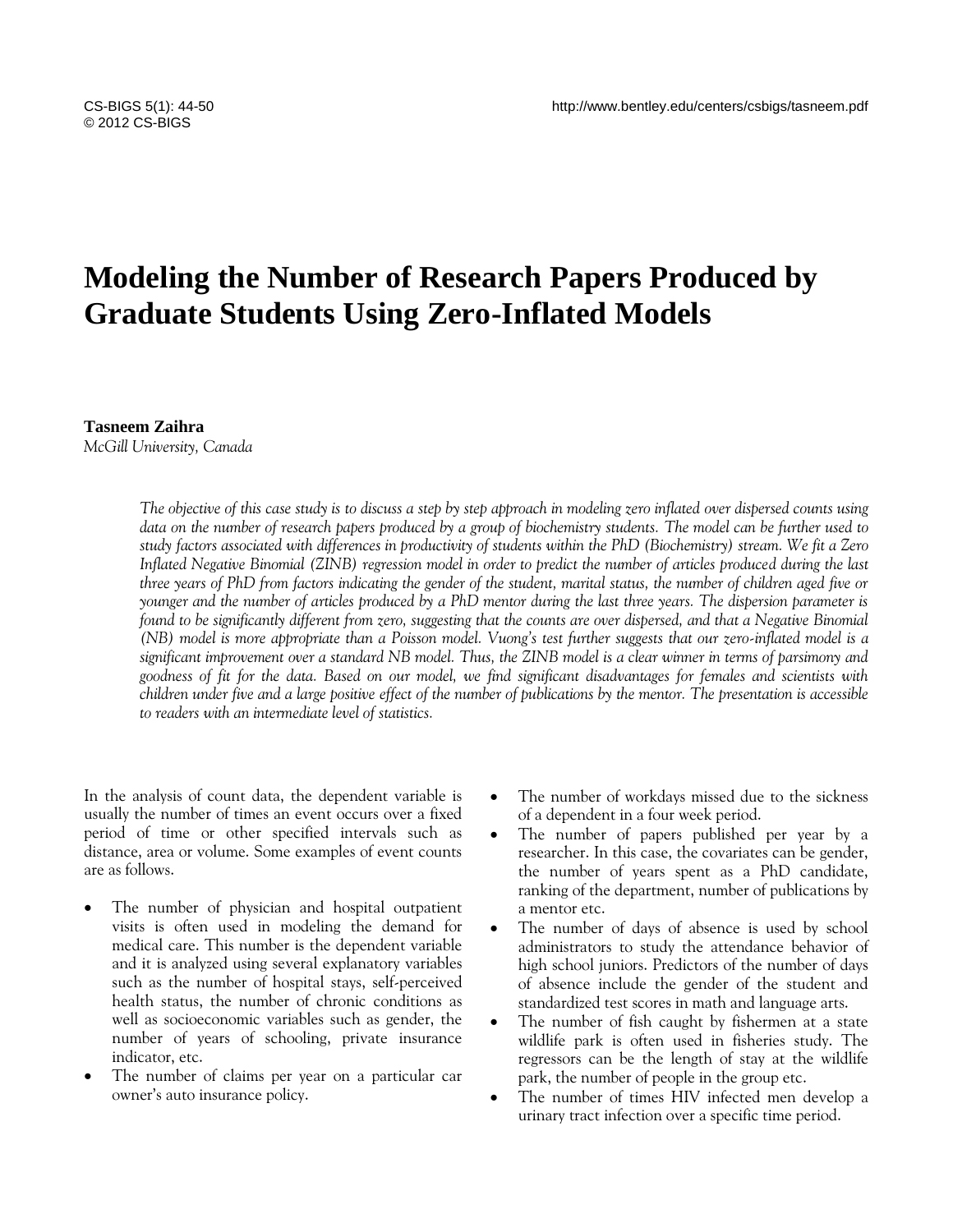# Modeling the Number of Research Papers Produced by Graduate Students Using Zero-Inflated Models

**Tasneem Zaihra**
*McGill University, Canada*

*The objective of this case study is to discuss a step by step approach in modeling zero inflated over dispersed counts using data on the number of research papers produced by a group of biochemistry students. The model can be further used to study factors associated with differences in productivity of students within the PhD (Biochemistry) stream. We fit a Zero Inflated Negative Binomial (ZINB) regression model in order to predict the number of articles produced during the last three years of PhD from factors indicating the gender of the student, marital status, the number of children aged five or younger and the number of articles produced by a PhD mentor during the last three years. The dispersion parameter is found to be significantly different from zero, suggesting that the counts are over dispersed, and that a Negative Binomial (NB) model is more appropriate than a Poisson model. Vuong's test further suggests that our zero-inflated model is a significant improvement over a standard NB model. Thus, the ZINB model is a clear winner in terms of parsimony and goodness of fit for the data. Based on our model, we find significant disadvantages for females and scientists with children under five and a large positive effect of the number of publications by the mentor. The presentation is accessible to readers with an intermediate level of statistics.*

In the analysis of count data, the dependent variable is usually the number of times an event occurs over a fixed period of time or other specified intervals such as distance, area or volume. Some examples of event counts are as follows.

- The number of physician and hospital outpatient visits is often used in modeling the demand for medical care. This number is the dependent variable and it is analyzed using several explanatory variables such as the number of hospital stays, self-perceived health status, the number of chronic conditions as well as socioeconomic variables such as gender, the number of years of schooling, private insurance indicator, etc.
- The number of claims per year on a particular car owner's auto insurance policy.
- The number of workdays missed due to the sickness of a dependent in a four week period.
- The number of papers published per year by a researcher. In this case, the covariates can be gender, the number of years spent as a PhD candidate, ranking of the department, number of publications by a mentor etc.
- The number of days of absence is used by school administrators to study the attendance behavior of high school juniors. Predictors of the number of days of absence include the gender of the student and standardized test scores in math and language arts.
- The number of fish caught by fishermen at a state wildlife park is often used in fisheries study. The regressors can be the length of stay at the wildlife park, the number of people in the group etc.
- The number of times HIV infected men develop a urinary tract infection over a specific time period.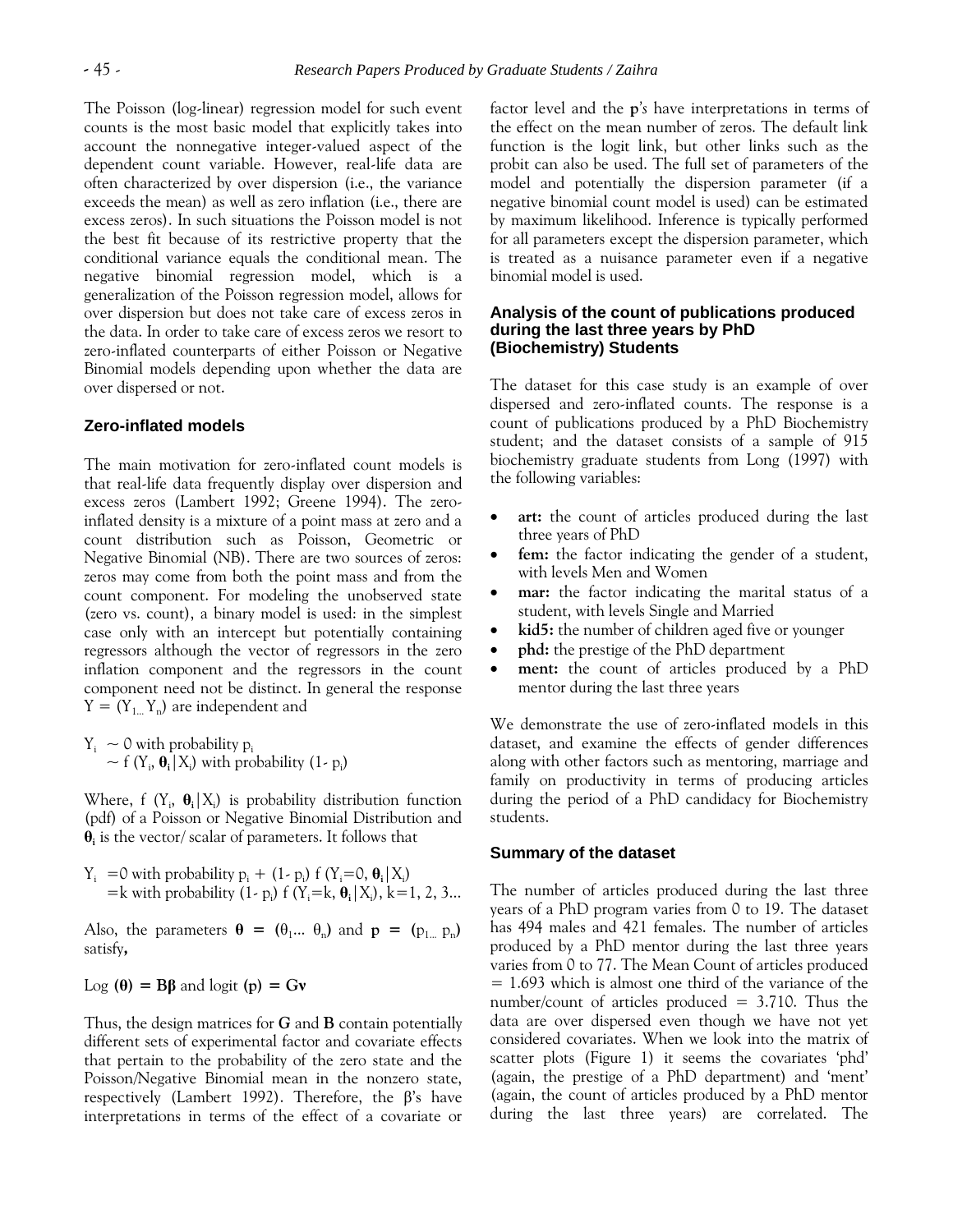The Poisson (log-linear) regression model for such event counts is the most basic model that explicitly takes into account the nonnegative integer-valued aspect of the dependent count variable. However, real-life data are often characterized by over dispersion (i.e., the variance exceeds the mean) as well as zero inflation (i.e., there are excess zeros). In such situations the Poisson model is not the best fit because of its restrictive property that the conditional variance equals the conditional mean. The negative binomial regression model, which is a generalization of the Poisson regression model, allows for over dispersion but does not take care of excess zeros in the data. In order to take care of excess zeros we resort to zero-inflated counterparts of either Poisson or Negative Binomial models depending upon whether the data are over dispersed or not.

### Zero-inflated models

The main motivation for zero-inflated count models is that real-life data frequently display over dispersion and excess zeros (Lambert 1992; Greene 1994). The zero-inflated density is a mixture of a point mass at zero and a count distribution such as Poisson, Geometric or Negative Binomial (NB). There are two sources of zeros: zeros may come from both the point mass and from the count component. For modeling the unobserved state (zero vs. count), a binary model is used: in the simplest case only with an intercept but potentially containing regressors although the vector of regressors in the zero inflation component and the regressors in the count component need not be distinct. In general the response $Y = (Y_{1...}Y_n)$ are independent and

$Y_i \sim 0$ with probability $p_i$
$\sim f(Y_i, \boldsymbol{\theta}_i|X_i)$ with probability $(1- p_i)$

Where, $f(Y_i, \boldsymbol{\theta}_i|X_i)$ is probability distribution function (pdf) of a Poisson or Negative Binomial Distribution and $\boldsymbol{\theta}_i$ is the vector/ scalar of parameters. It follows that

$Y_i = 0$ with probability $p_i + (1- p_i) f(Y_i=0, \boldsymbol{\theta}_i|X_i)$
$=k$ with probability $(1- p_i) f(Y_i=k, \boldsymbol{\theta}_i|X_i)$, $k=1, 2, 3...$

Also, the parameters $\boldsymbol{\theta} = (\theta_1... \theta_n)$ and $\mathbf{p} = (p_{1...} p_n)$ satisfy,

$\text{Log}\ (\boldsymbol{\theta}) = \mathbf{B}\boldsymbol{\beta}$ and $\text{logit}\ (\mathbf{p}) = \mathbf{G}\boldsymbol{\nu}$

Thus, the design matrices for **G** and **B** contain potentially different sets of experimental factor and covariate effects that pertain to the probability of the zero state and the Poisson/Negative Binomial mean in the nonzero state, respectively (Lambert 1992). Therefore, the $\beta$'s have interpretations in terms of the effect of a covariate or factor level and the **p**'*s* have interpretations in terms of the effect on the mean number of zeros. The default link function is the logit link, but other links such as the probit can also be used. The full set of parameters of the model and potentially the dispersion parameter (if a negative binomial count model is used) can be estimated by maximum likelihood. Inference is typically performed for all parameters except the dispersion parameter, which is treated as a nuisance parameter even if a negative binomial model is used.

### Analysis of the count of publications produced during the last three years by PhD (Biochemistry) Students

The dataset for this case study is an example of over dispersed and zero-inflated counts. The response is a count of publications produced by a PhD Biochemistry student; and the dataset consists of a sample of 915 biochemistry graduate students from Long (1997) with the following variables:

- **art:** the count of articles produced during the last three years of PhD
- **fem:** the factor indicating the gender of a student, with levels Men and Women
- **mar:** the factor indicating the marital status of a student, with levels Single and Married
- **kid5:** the number of children aged five or younger
- **phd:** the prestige of the PhD department
- **ment:** the count of articles produced by a PhD mentor during the last three years

We demonstrate the use of zero-inflated models in this dataset, and examine the effects of gender differences along with other factors such as mentoring, marriage and family on productivity in terms of producing articles during the period of a PhD candidacy for Biochemistry students.

### Summary of the dataset

The number of articles produced during the last three years of a PhD program varies from 0 to 19. The dataset has 494 males and 421 females. The number of articles produced by a PhD mentor during the last three years varies from 0 to 77. The Mean Count of articles produced = 1.693 which is almost one third of the variance of the number/count of articles produced = 3.710. Thus the data are over dispersed even though we have not yet considered covariates. When we look into the matrix of scatter plots (Figure 1) it seems the covariates 'phd' (again, the prestige of a PhD department) and 'ment' (again, the count of articles produced by a PhD mentor during the last three years) are correlated. The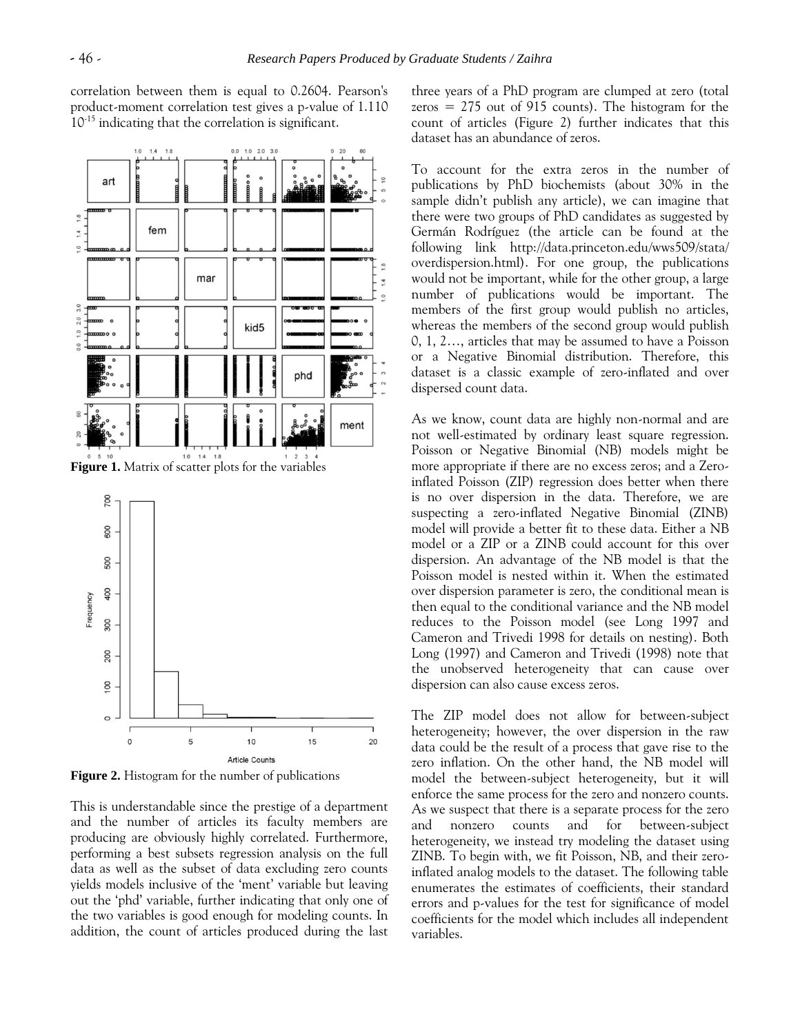correlation between them is equal to 0.2604. Pearson's product-moment correlation test gives a p-value of 1.110 $10^{-15}$ indicating that the correlation is significant.

**Figure 1.** Matrix of scatter plots for the variables

**Figure 2.** Histogram for the number of publications

This is understandable since the prestige of a department and the number of articles its faculty members are producing are obviously highly correlated. Furthermore, performing a best subsets regression analysis on the full data as well as the subset of data excluding zero counts yields models inclusive of the 'ment' variable but leaving out the 'phd' variable, further indicating that only one of the two variables is good enough for modeling counts. In addition, the count of articles produced during the last three years of a PhD program are clumped at zero (total zeros = 275 out of 915 counts). The histogram for the count of articles (Figure 2) further indicates that this dataset has an abundance of zeros.

To account for the extra zeros in the number of publications by PhD biochemists (about 30% in the sample didn't publish any article), we can imagine that there were two groups of PhD candidates as suggested by Germán Rodríguez (the article can be found at the following link http://data.princeton.edu/wws509/stata/overdispersion.html). For one group, the publications would not be important, while for the other group, a large number of publications would be important. The members of the first group would publish no articles, whereas the members of the second group would publish 0, 1, 2…, articles that may be assumed to have a Poisson or a Negative Binomial distribution. Therefore, this dataset is a classic example of zero-inflated and over dispersed count data.

As we know, count data are highly non-normal and are not well-estimated by ordinary least square regression. Poisson or Negative Binomial (NB) models might be more appropriate if there are no excess zeros; and a Zero-inflated Poisson (ZIP) regression does better when there is no over dispersion in the data. Therefore, we are suspecting a zero-inflated Negative Binomial (ZINB) model will provide a better fit to these data. Either a NB model or a ZIP or a ZINB could account for this over dispersion. An advantage of the NB model is that the Poisson model is nested within it. When the estimated over dispersion parameter is zero, the conditional mean is then equal to the conditional variance and the NB model reduces to the Poisson model (see Long 1997 and Cameron and Trivedi 1998 for details on nesting). Both Long (1997) and Cameron and Trivedi (1998) note that the unobserved heterogeneity that can cause over dispersion can also cause excess zeros.

The ZIP model does not allow for between-subject heterogeneity; however, the over dispersion in the raw data could be the result of a process that gave rise to the zero inflation. On the other hand, the NB model will model the between-subject heterogeneity, but it will enforce the same process for the zero and nonzero counts. As we suspect that there is a separate process for the zero and nonzero counts and for between-subject heterogeneity, we instead try modeling the dataset using ZINB. To begin with, we fit Poisson, NB, and their zero-inflated analog models to the dataset. The following table enumerates the estimates of coefficients, their standard errors and p-values for the test for significance of model coefficients for the model which includes all independent variables.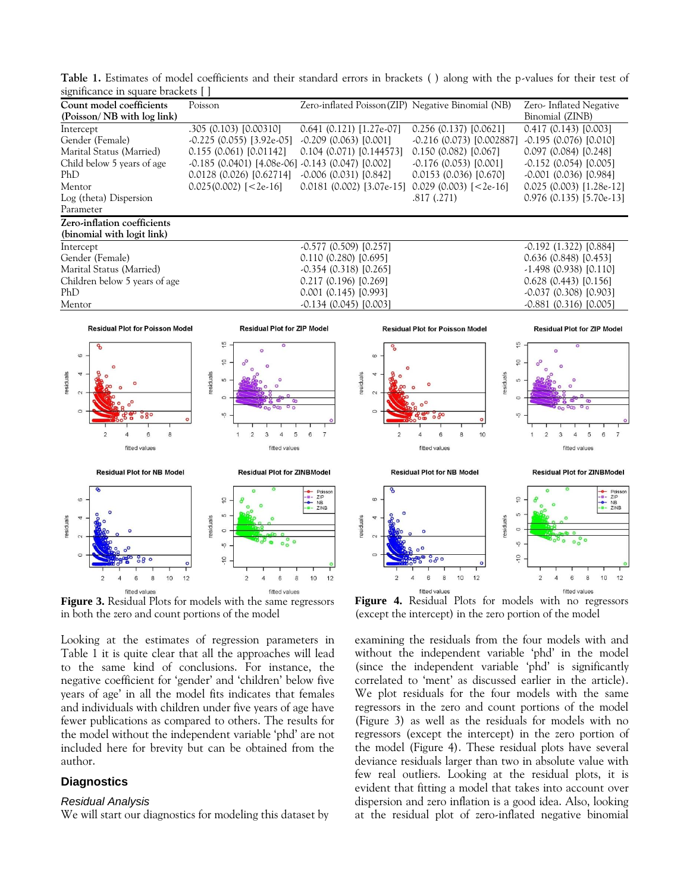**Table 1.** Estimates of model coefficients and their standard errors in brackets ( ) along with the p-values for their test of significance in square brackets [ ]

| Count model coefficients (Poisson/ NB with log link) | Poisson | Zero-inflated Poisson(ZIP) | Negative Binomial (NB) | Zero- Inflated Negative Binomial (ZINB) |
|---|---|---|---|---|
| Intercept | .305 (0.103) [0.00310] | 0.641 (0.121) [1.27e-07] | 0.256 (0.137) [0.0621] | 0.417 (0.143) [0.003] |
| Gender (Female) | -0.225 (0.055) [3.92e-05] | -0.209 (0.063) [0.001] | -0.216 (0.073) [0.002887] | -0.195 (0.076) [0.010] |
| Marital Status (Married) | 0.155 (0.061) [0.01142] | 0.104 (0.071) [0.144573] | 0.150 (0.082) [0.067] | 0.097 (0.084) [0.248] |
| Child below 5 years of age | -0.185 (0.0401) [4.08e-06] | -0.143 (0.047) [0.002] | -0.176 (0.053) [0.001] | -0.152 (0.054) [0.005] |
| PhD | 0.0128 (0.026) [0.62714] | -0.006 (0.031) [0.842] | 0.0153 (0.036) [0.670] | -0.001 (0.036) [0.984] |
| Mentor | 0.025(0.002) [<2e-16] | 0.0181 (0.002) [3.07e-15] | 0.029 (0.003) [<2e-16] | 0.025 (0.003) [1.28e-12] |
| Log (theta) Dispersion Parameter | | | .817 (.271) | 0.976 (0.135) [5.70e-13] |
| **Zero-inflation coefficients (binomial with logit link)** | | | | |
| Intercept | | -0.577 (0.509) [0.257] | | -0.192 (1.322) [0.884] |
| Gender (Female) | | 0.110 (0.280) [0.695] | | 0.636 (0.848) [0.453] |
| Marital Status (Married) | | -0.354 (0.318) [0.265] | | -1.498 (0.938) [0.110] |
| Children below 5 years of age | | 0.217 (0.196) [0.269] | | 0.628 (0.443) [0.156] |
| PhD | | 0.001 (0.145) [0.993] | | -0.037 (0.308) [0.903] |
| Mentor | | -0.134 (0.045) [0.003] | | -0.881 (0.316) [0.005] |

**Figure 3.** Residual Plots for models with the same regressors in both the zero and count portions of the model

**Figure 4.** Residual Plots for models with no regressors (except the intercept) in the zero portion of the model

Looking at the estimates of regression parameters in Table 1 it is quite clear that all the approaches will lead to the same kind of conclusions. For instance, the negative coefficient for 'gender' and 'children' below five years of age' in all the model fits indicates that females and individuals with children under five years of age have fewer publications as compared to others. The results for the model without the independent variable 'phd' are not included here for brevity but can be obtained from the author.

## Diagnostics

### *Residual Analysis*

We will start our diagnostics for modeling this dataset by examining the residuals from the four models with and without the independent variable 'phd' in the model (since the independent variable 'phd' is significantly correlated to 'ment' as discussed earlier in the article). We plot residuals for the four models with the same regressors in the zero and count portions of the model (Figure 3) as well as the residuals for models with no regressors (except the intercept) in the zero portion of the model (Figure 4). These residual plots have several deviance residuals larger than two in absolute value with few real outliers. Looking at the residual plots, it is evident that fitting a model that takes into account over dispersion and zero inflation is a good idea. Also, looking at the residual plot of zero-inflated negative binomial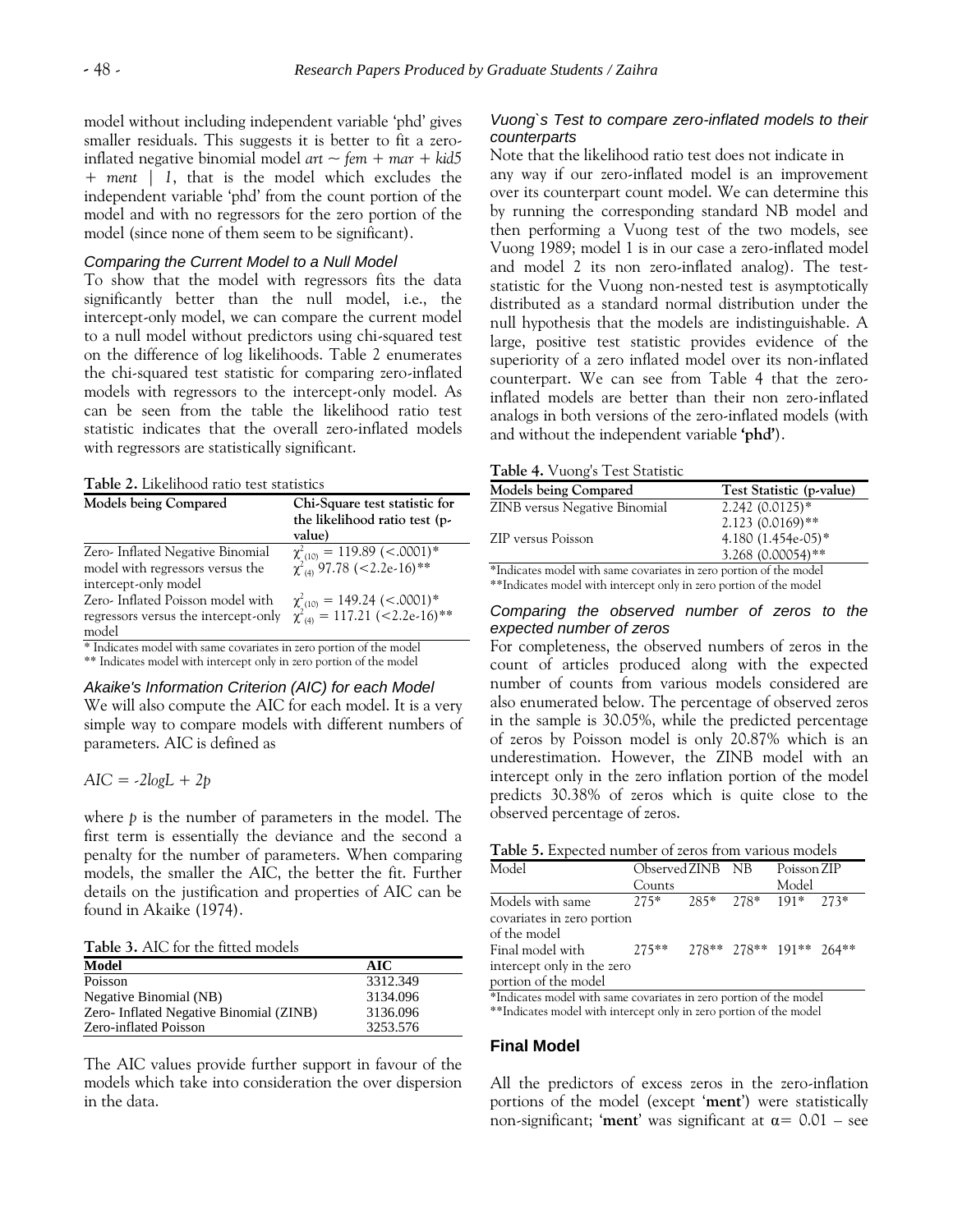model without including independent variable 'phd' gives smaller residuals. This suggests it is better to fit a zero-inflated negative binomial model *art ~ fem + mar + kid5 + ment | 1*, that is the model which excludes the independent variable 'phd' from the count portion of the model and with no regressors for the zero portion of the model (since none of them seem to be significant).

### Comparing the Current Model to a Null Model

To show that the model with regressors fits the data significantly better than the null model, i.e., the intercept-only model, we can compare the current model to a null model without predictors using chi-squared test on the difference of log likelihoods. Table 2 enumerates the chi-squared test statistic for comparing zero-inflated models with regressors to the intercept-only model. As can be seen from the table the likelihood ratio test statistic indicates that the overall zero-inflated models with regressors are statistically significant.

**Table 2.** Likelihood ratio test statistics

| Models being Compared | Chi-Square test statistic for the likelihood ratio test (p-value) |
|---|---|
| Zero- Inflated Negative Binomial model with regressors versus the intercept-only model | $\chi^2_{(10)} = 119.89$ (<.0001)* <br> $\chi^2_{(4)}$ 97.78 (<2.2e-16)** |
| Zero- Inflated Poisson model with regressors versus the intercept-only model | $\chi^2_{(10)} = 149.24$ (<.0001)* <br> $\chi^2_{(4)} = 117.21$ (<2.2e-16)** |

\* Indicates model with same covariates in zero portion of the model
\** Indicates model with intercept only in zero portion of the model

### Akaike's Information Criterion (AIC) for each Model

We will also compute the AIC for each model. It is a very simple way to compare models with different numbers of parameters. AIC is defined as

$$AIC = -2logL + 2p$$

where $p$ is the number of parameters in the model. The first term is essentially the deviance and the second a penalty for the number of parameters. When comparing models, the smaller the AIC, the better the fit. Further details on the justification and properties of AIC can be found in Akaike (1974).

**Table 3.** AIC for the fitted models

| Model | AIC |
|---|---|
| Poisson | 3312.349 |
| Negative Binomial (NB) | 3134.096 |
| Zero- Inflated Negative Binomial (ZINB) | 3136.096 |
| Zero-inflated Poisson | 3253.576 |

The AIC values provide further support in favour of the models which take into consideration the over dispersion in the data.

### Vuong`s Test to compare zero-inflated models to their counterparts

Note that the likelihood ratio test does not indicate in any way if our zero-inflated model is an improvement over its counterpart count model. We can determine this by running the corresponding standard NB model and then performing a Vuong test of the two models, see Vuong 1989; model 1 is in our case a zero-inflated model and model 2 its non zero-inflated analog). The test-statistic for the Vuong non-nested test is asymptotically distributed as a standard normal distribution under the null hypothesis that the models are indistinguishable. A large, positive test statistic provides evidence of the superiority of a zero inflated model over its non-inflated counterpart. We can see from Table 4 that the zero-inflated models are better than their non zero-inflated analogs in both versions of the zero-inflated models (with and without the independent variable **'phd'**).

**Table 4.** Vuong's Test Statistic

| Models being Compared | Test Statistic (p-value) |
|---|---|
| ZINB versus Negative Binomial | 2.242 (0.0125)* <br> 2.123 (0.0169)** |
| ZIP versus Poisson | 4.180 (1.454e-05)* <br> 3.268 (0.00054)** |

\*Indicates model with same covariates in zero portion of the model
\**Indicates model with intercept only in zero portion of the model

### Comparing the observed number of zeros to the expected number of zeros

For completeness, the observed numbers of zeros in the count of articles produced along with the expected number of counts from various models considered are also enumerated below. The percentage of observed zeros in the sample is 30.05%, while the predicted percentage of zeros by Poisson model is only 20.87% which is an underestimation. However, the ZINB model with an intercept only in the zero inflation portion of the model predicts 30.38% of zeros which is quite close to the observed percentage of zeros.

**Table 5.** Expected number of zeros from various models

| Model | Observed Counts | ZINB | NB | Poisson Model | ZIP |
|---|---|---|---|---|---|
| Models with same covariates in zero portion of the model | 275* | 285* | 278* | 191* | 273* |
| Final model with intercept only in the zero portion of the model | 275** | 278** | 278** | 191** | 264** |

\*Indicates model with same covariates in zero portion of the model
\**Indicates model with intercept only in zero portion of the model

## Final Model

All the predictors of excess zeros in the zero-inflation portions of the model (except '**ment**') were statistically non-significant; '**ment**' was significant at $\alpha = 0.01$ – see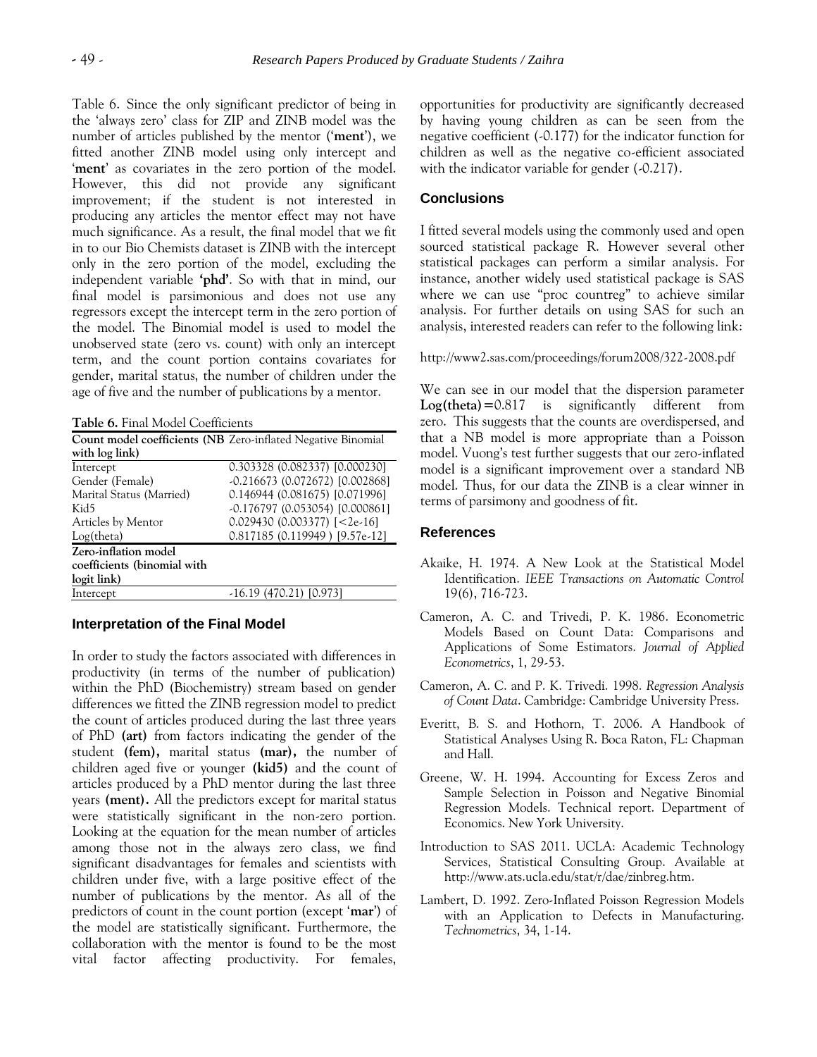Table 6. Since the only significant predictor of being in the 'always zero' class for ZIP and ZINB model was the number of articles published by the mentor ('**ment**'), we fitted another ZINB model using only intercept and '**ment**' as covariates in the zero portion of the model. However, this did not provide any significant improvement; if the student is not interested in producing any articles the mentor effect may not have much significance. As a result, the final model that we fit in to our Bio Chemists dataset is ZINB with the intercept only in the zero portion of the model, excluding the independent variable **'phd'**. So with that in mind, our final model is parsimonious and does not use any regressors except the intercept term in the zero portion of the model. The Binomial model is used to model the unobserved state (zero vs. count) with only an intercept term, and the count portion contains covariates for gender, marital status, the number of children under the age of five and the number of publications by a mentor.

**Table 6.** Final Model Coefficients

| **Count model coefficients (NB with log link)** | Zero-inflated Negative Binomial |
|---|---|
| Intercept | 0.303328 (0.082337) [0.000230] |
| Gender (Female) | -0.216673 (0.072672) [0.002868] |
| Marital Status (Married) | 0.146944 (0.081675) [0.071996] |
| Kid5 | -0.176797 (0.053054) [0.000861] |
| Articles by Mentor | 0.029430 (0.003377) [<2e-16] |
| Log(theta) | 0.817185 (0.119949 ) [9.57e-12] |
| **Zero-inflation model coefficients (binomial with logit link)** | |
| Intercept | -16.19 (470.21) [0.973] |

## Interpretation of the Final Model

In order to study the factors associated with differences in productivity (in terms of the number of publication) within the PhD (Biochemistry) stream based on gender differences we fitted the ZINB regression model to predict the count of articles produced during the last three years of PhD **(art)** from factors indicating the gender of the student **(fem),** marital status **(mar),** the number of children aged five or younger **(kid5)** and the count of articles produced by a PhD mentor during the last three years **(ment).** All the predictors except for marital status were statistically significant in the non-zero portion. Looking at the equation for the mean number of articles among those not in the always zero class, we find significant disadvantages for females and scientists with children under five, with a large positive effect of the number of publications by the mentor. As all of the predictors of count in the count portion (except '**mar**') of the model are statistically significant. Furthermore, the collaboration with the mentor is found to be the most vital factor affecting productivity. For females, opportunities for productivity are significantly decreased by having young children as can be seen from the negative coefficient (-0.177) for the indicator function for children as well as the negative co-efficient associated with the indicator variable for gender (-0.217).

## Conclusions

I fitted several models using the commonly used and open sourced statistical package R. However several other statistical packages can perform a similar analysis. For instance, another widely used statistical package is SAS where we can use "proc countreg" to achieve similar analysis. For further details on using SAS for such an analysis, interested readers can refer to the following link:

http://www2.sas.com/proceedings/forum2008/322-2008.pdf

We can see in our model that the dispersion parameter **Log(theta)=**0.817 is significantly different from zero. This suggests that the counts are overdispersed, and that a NB model is more appropriate than a Poisson model. Vuong's test further suggests that our zero-inflated model is a significant improvement over a standard NB model. Thus, for our data the ZINB is a clear winner in terms of parsimony and goodness of fit.

## References

Akaike, H. 1974. A New Look at the Statistical Model Identification. *IEEE Transactions on Automatic Control* 19(6), 716-723.

Cameron, A. C. and Trivedi, P. K. 1986. Econometric Models Based on Count Data: Comparisons and Applications of Some Estimators. *Journal of Applied Econometrics*, 1, 29-53.

Cameron, A. C. and P. K. Trivedi. 1998. *Regression Analysis of Count Data*. Cambridge: Cambridge University Press.

Everitt, B. S. and Hothorn, T. 2006. A Handbook of Statistical Analyses Using R. Boca Raton, FL: Chapman and Hall.

Greene, W. H. 1994. Accounting for Excess Zeros and Sample Selection in Poisson and Negative Binomial Regression Models. Technical report. Department of Economics. New York University.

Introduction to SAS 2011. UCLA: Academic Technology Services, Statistical Consulting Group. Available at http://www.ats.ucla.edu/stat/r/dae/zinbreg.htm.

Lambert, D. 1992. Zero-Inflated Poisson Regression Models with an Application to Defects in Manufacturing. *Technometrics*, 34, 1-14.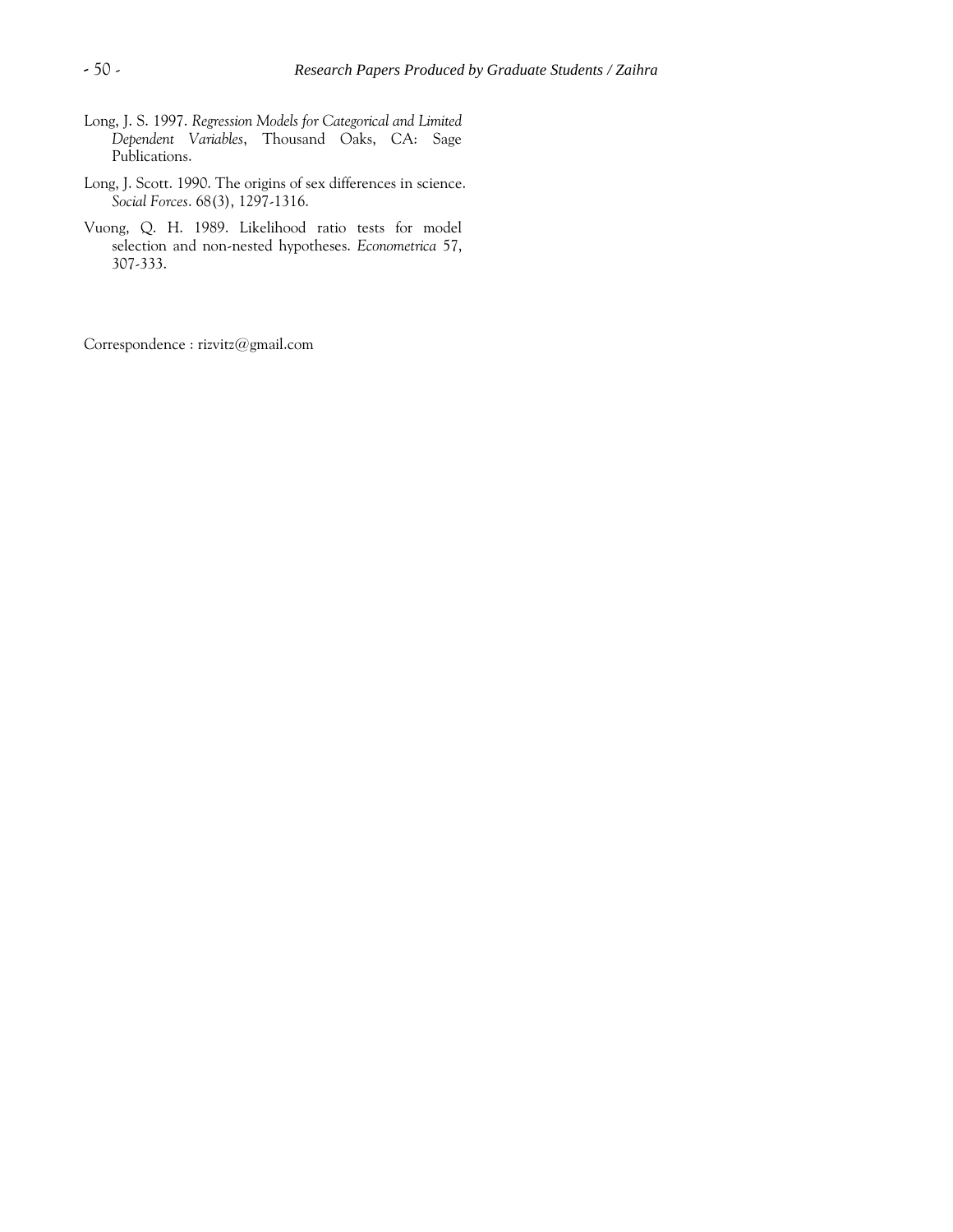Long, J. S. 1997. *Regression Models for Categorical and Limited Dependent Variables*, Thousand Oaks, CA: Sage Publications.

Long, J. Scott. 1990. The origins of sex differences in science. *Social Forces*. 68(3), 1297-1316.

Vuong, Q. H. 1989. Likelihood ratio tests for model selection and non-nested hypotheses. *Econometrica* 57, 307-333.

Correspondence : rizvitz@gmail.com